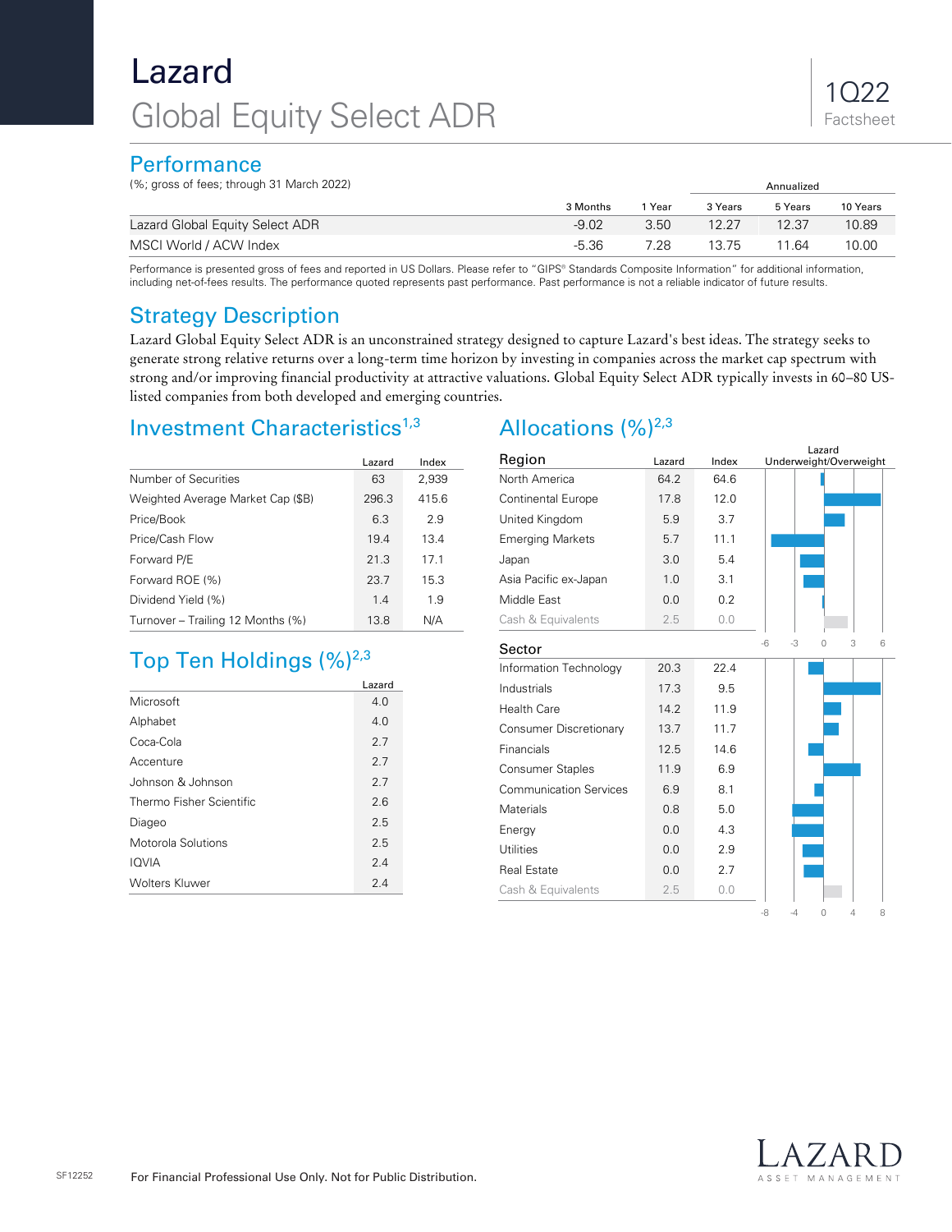# Lazard

## Global Equity Select ADR

1Q22 Factsheet

## Performance

(%; gross of fees; through 31 March 2022)

| | 3 Months | 1 Year | Annualized 3 Years | 5 Years | 10 Years |
|---|---|---|---|---|---|
| Lazard Global Equity Select ADR | -9.02 | 3.50 | 12.27 | 12.37 | 10.89 |
| MSCI World / ACW Index | -5.36 | 7.28 | 13.75 | 11.64 | 10.00 |

Performance is presented gross of fees and reported in US Dollars. Please refer to "GIPS® Standards Composite Information" for additional information, including net-of-fees results. The performance quoted represents past performance. Past performance is not a reliable indicator of future results.

## Strategy Description

Lazard Global Equity Select ADR is an unconstrained strategy designed to capture Lazard's best ideas. The strategy seeks to generate strong relative returns over a long-term time horizon by investing in companies across the market cap spectrum with strong and/or improving financial productivity at attractive valuations. Global Equity Select ADR typically invests in 60–80 US-listed companies from both developed and emerging countries.

## Investment Characteristics[1,3]

| | Lazard | Index |
|---|---|---|
| Number of Securities | 63 | 2,939 |
| Weighted Average Market Cap ($B) | 296.3 | 415.6 |
| Price/Book | 6.3 | 2.9 |
| Price/Cash Flow | 19.4 | 13.4 |
| Forward P/E | 21.3 | 17.1 |
| Forward ROE (%) | 23.7 | 15.3 |
| Dividend Yield (%) | 1.4 | 1.9 |
| Turnover – Trailing 12 Months (%) | 13.8 | N/A |

## Top Ten Holdings (%)[2,3]

| | Lazard |
|---|---|
| Microsoft | 4.0 |
| Alphabet | 4.0 |
| Coca-Cola | 2.7 |
| Accenture | 2.7 |
| Johnson & Johnson | 2.7 |
| Thermo Fisher Scientific | 2.6 |
| Diageo | 2.5 |
| Motorola Solutions | 2.5 |
| IQVIA | 2.4 |
| Wolters Kluwer | 2.4 |

## Allocations (%)[2,3]

| Region | Lazard | Index |
|---|---|---|
| North America | 64.2 | 64.6 |
| Continental Europe | 17.8 | 12.0 |
| United Kingdom | 5.9 | 3.7 |
| Emerging Markets | 5.7 | 11.1 |
| Japan | 3.0 | 5.4 |
| Asia Pacific ex-Japan | 1.0 | 3.1 |
| Middle East | 0.0 | 0.2 |
| Cash & Equivalents | 2.5 | 0.0 |

| Sector | Lazard | Index |
|---|---|---|
| Information Technology | 20.3 | 22.4 |
| Industrials | 17.3 | 9.5 |
| Health Care | 14.2 | 11.9 |
| Consumer Discretionary | 13.7 | 11.7 |
| Financials | 12.5 | 14.6 |
| Consumer Staples | 11.9 | 6.9 |
| Communication Services | 6.9 | 8.1 |
| Materials | 0.8 | 5.0 |
| Energy | 0.0 | 4.3 |
| Utilities | 0.0 | 2.9 |
| Real Estate | 0.0 | 2.7 |
| Cash & Equivalents | 2.5 | 0.0 |

For Financial Professional Use Only. Not for Public Distribution.

SF12252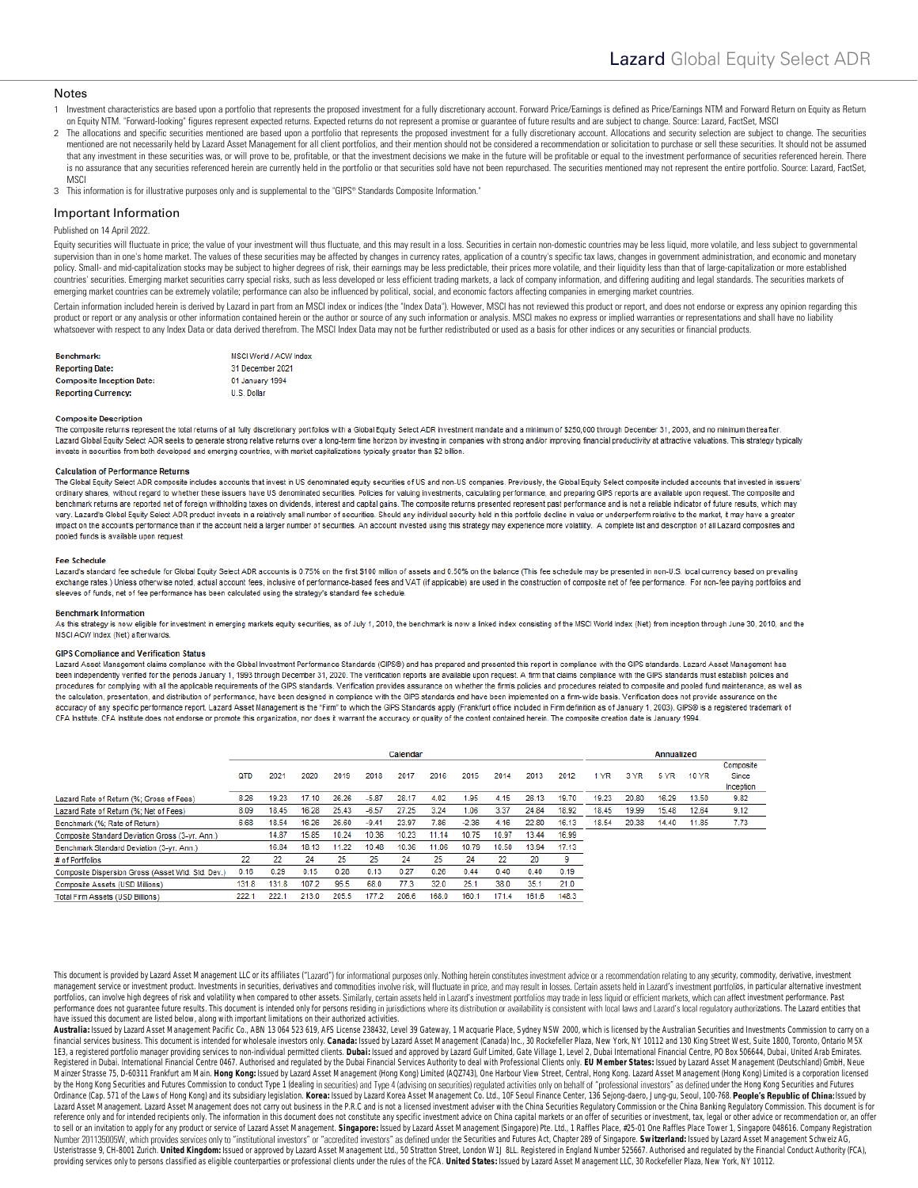## Notes

1. Investment characteristics are based upon a portfolio that represents the proposed investment for a fully discretionary account. Forward Price/Earnings is defined as Price/Earnings NTM and Forward Return on Equity as Return on Equity NTM. "Forward-looking" figures represent expected returns. Expected returns do not represent a promise or guarantee of future results and are subject to change. Source: Lazard, FactSet, MSCI
2. The allocations and specific securities mentioned are based upon a portfolio that represents the proposed investment for a fully discretionary account. Allocations and security selection are subject to change. The securities mentioned are not necessarily held by Lazard Asset Management for all client portfolios, and their mention should not be considered a recommendation or solicitation to purchase or sell these securities. It should not be assumed that any investment in these securities was, or will prove to be, profitable, or that the investment decisions we make in the future will be profitable or equal to the investment performance of securities referenced herein. There is no assurance that any securities referenced herein are currently held in the portfolio or that securities sold have not been repurchased. The securities mentioned may not represent the entire portfolio. Source: Lazard, FactSet, MSCI
3. This information is for illustrative purposes only and is supplemental to the "GIPS® Standards Composite Information."

## Important Information

Published on 14 April 2022.

Equity securities will fluctuate in price; the value of your investment will thus fluctuate, and this may result in a loss. Securities in certain non-domestic countries may be less liquid, more volatile, and less subject to governmental supervision than in one's home market. The values of these securities may be affected by changes in currency rates, application of a country's specific tax laws, changes in government administration, and economic and monetary policy. Small- and mid-capitalization stocks may be subject to higher degrees of risk, their earnings may be less predictable, their prices more volatile, and their liquidity less than that of large-capitalization or more established countries' securities. Emerging market securities carry special risks, such as less developed or less efficient trading markets, a lack of company information, and differing auditing and legal standards. The securities markets of emerging market countries can be extremely volatile; performance can also be influenced by political, social, and economic factors affecting companies in emerging market countries.

Certain information included herein is derived by Lazard in part from an MSCI index or indices (the "Index Data"). However, MSCI has not reviewed this product or report, and does not endorse or express any opinion regarding this product or report or any analysis or other information contained herein or the author or source of any such information or analysis. MSCI makes no express or implied warranties or representations and shall have no liability whatsoever with respect to any Index Data or data derived therefrom. The MSCI Index Data may not be further redistributed or used as a basis for other indices or any securities or financial products.

| | |
|---|---|
| **Benchmark:** | MSCI World / ACW Index |
| **Reporting Date:** | 31 December 2021 |
| **Composite Inception Date:** | 01 January 1994 |
| **Reporting Currency:** | U.S. Dollar |

**Composite Description**

The composite returns represent the total returns of all fully discretionary portfolios with a Global Equity Select ADR investment mandate and a minimum of $250,000 through December 31, 2003, and no minimum thereafter. Lazard Global Equity Select ADR seeks to generate strong relative returns over a long-term time horizon by investing in companies with strong and/or improving financial productivity at attractive valuations. This strategy typically invests in securities from both developed and emerging countries, with market capitalizations typically greater than $2 billion.

**Calculation of Performance Returns**

The Global Equity Select ADR composite includes accounts that invest in US denominated equity securities of US and non-US companies. Previously, the Global Equity Select composite included accounts that invested in issuers' ordinary shares, without regard to whether these issuers have US denominated securities. Policies for valuing investments, calculating performance, and preparing GIPS reports are available upon request. The composite and benchmark returns are reported net of foreign withholding taxes on dividends, interest and capital gains. The composite returns presented represent past performance and is not a reliable indicator of future results, which may vary. Lazard's Global Equity Select ADR product invests in a relatively small number of securities. Should any individual security held in this portfolio decline in value or underperform relative to the market, it may have a greater impact on the account's performance than if the account held a larger number of securities. An account invested using this strategy may experience more volatility. A complete list and description of all Lazard composites and pooled funds is available upon request.

**Fee Schedule**

Lazard's standard fee schedule for Global Equity Select ADR accounts is 0.75% on the first $100 million of assets and 0.50% on the balance (This fee schedule may be presented in non-U.S. local currency based on prevailing exchange rates.) Unless otherwise noted, actual account fees, inclusive of performance-based fees and VAT (if applicable) are used in the construction of composite net of fee performance. For non-fee paying portfolios and sleeves of funds, net of fee performance has been calculated using the strategy's standard fee schedule.

**Benchmark Information**

As this strategy is now eligible for investment in emerging markets equity securities, as of July 1, 2010, the benchmark is now a linked index consisting of the MSCI World Index (Net) from inception through June 30, 2010, and the MSCI ACW Index (Net) afterwards.

**GIPS Compliance and Verification Status**

Lazard Asset Management claims compliance with the Global Investment Performance Standards (GIPS®) and has prepared and presented this report in compliance with the GIPS standards. Lazard Asset Management has been independently verified for the periods January 1, 1993 through December 31, 2020. The verification reports are available upon request. A firm that claims compliance with the GIPS standards must establish policies and procedures for complying with all the applicable requirements of the GIPS standards. Verification provides assurance on whether the firm's policies and procedures related to composite and pooled fund maintenance, as well as the calculation, presentation, and distribution of performance, have been designed in compliance with the GIPS standards and have been implemented on a firm-wide basis. Verification does not provide assurance on the accuracy of any specific performance report. Lazard Asset Management is the "Firm" to which the GIPS Standards apply (Frankfurt office included in Firm definition as of January 1, 2003). GIPS® is a registered trademark of CFA Institute. CFA Institute does not endorse or promote this organization, nor does it warrant the accuracy or quality of the content contained herein. The composite creation date is January 1994.

| | Calendar | | | | | | | | | | | Annualized | | | | |
|---|---|---|---|---|---|---|---|---|---|---|---|---|---|---|---|---|
| | QTD | 2021 | 2020 | 2019 | 2018 | 2017 | 2016 | 2015 | 2014 | 2013 | 2012 | 1 YR | 3 YR | 5 YR | 10 YR | Composite Since Inception |
| Lazard Rate of Return (%; Gross of Fees) | 8.26 | 19.23 | 17.10 | 26.26 | -5.87 | 28.17 | 4.02 | 1.95 | 4.15 | 26.13 | 19.70 | 19.23 | 20.80 | 16.29 | 13.50 | 9.82 |
| Lazard Rate of Return (%; Net of Fees) | 8.09 | 18.45 | 16.28 | 25.43 | -6.57 | 27.25 | 3.24 | 1.06 | 3.37 | 24.84 | 18.92 | 18.45 | 19.99 | 15.48 | 12.64 | 9.12 |
| Benchmark (%; Rate of Return) | 6.68 | 18.54 | 16.26 | 26.60 | -9.41 | 23.97 | 7.86 | -2.36 | 4.16 | 22.80 | 16.13 | 18.54 | 20.38 | 14.40 | 11.85 | 7.73 |
| Composite Standard Deviation Gross (3-yr. Ann.) | | 14.87 | 15.85 | 10.24 | 10.36 | 10.23 | 11.14 | 10.75 | 10.97 | 13.44 | 16.99 | | | | | |
| Benchmark Standard Deviation (3-yr. Ann.) | | 16.84 | 18.13 | 11.22 | 10.48 | 10.36 | 11.06 | 10.79 | 10.50 | 13.94 | 17.13 | | | | | |
| # of Portfolios | 22 | 22 | 24 | 25 | 25 | 24 | 25 | 24 | 22 | 20 | 9 | | | | | |
| Composite Dispersion Gross (Asset Wtd. Std. Dev.) | 0.18 | 0.29 | 0.15 | 0.28 | 0.13 | 0.27 | 0.26 | 0.44 | 0.40 | 0.40 | 0.19 | | | | | |
| Composite Assets (USD Millions) | 131.8 | 131.8 | 107.2 | 95.5 | 68.0 | 77.3 | 32.0 | 25.1 | 38.0 | 35.1 | 21.0 | | | | | |
| Total Firm Assets (USD Billions) | 222.1 | 222.1 | 213.0 | 205.5 | 177.2 | 206.6 | 168.0 | 160.1 | 171.4 | 161.6 | 148.3 | | | | | |

This document is provided by Lazard Asset Management LLC or its affiliates ("Lazard") for informational purposes only. Nothing herein constitutes investment advice or a recommendation relating to any security, commodity, derivative, investment management service or investment product. Investments in securities, derivatives and commodities involve risk, will fluctuate in price, and may result in losses. Certain assets held in Lazard's investment portfolios, in particular alternative investment portfolios, can involve high degrees of risk and volatility when compared to other assets. Similarly, certain assets held in Lazard's investment portfolios may trade in less liquid or efficient markets, which can affect investment performance. Past performance does not guarantee future results. This document is intended only for persons residing in jurisdictions where its distribution or availability is consistent with local laws and Lazard's local regulatory authorizations. The Lazard entities that have issued this document are listed below, along with important limitations on their authorized activities.

**Australia:** Issued by Lazard Asset Management Pacific Co., ABN 13 064 523 619, AFS License 238432, Level 39 Gateway, 1 Macquarie Place, Sydney NSW 2000, which is licensed by the Australian Securities and Investments Commission to carry on a financial services business. This document is intended for wholesale investors only. **Canada:** Issued by Lazard Asset Management (Canada) Inc., 30 Rockefeller Plaza, New York, NY 10112 and 130 King Street West, Suite 1800, Toronto, Ontario M5X 1E3, a registered portfolio manager providing services to non-individual permitted clients. **Dubai:** Issued and approved by Lazard Gulf Limited, Gate Village 1, Level 2, Dubai International Financial Centre, PO Box 506644, Dubai, United Arab Emirates. Registered in Dubai. International Financial Centre 0467. Authorised and regulated by the Dubai Financial Services Authority to deal with Professional Clients only. **EU Member States:** Issued by Lazard Asset Management (Deutschland) GmbH, Neue Mainzer Strasse 75, D-60311 Frankfurt am Main. **Hong Kong:** Issued by Lazard Asset Management (Hong Kong) Limited (AQZ743), One Harbour View Street, Central, Hong Kong. Lazard Asset Management (Hong Kong) Limited is a corporation licensed by the Hong Kong Securities and Futures Commission to conduct Type 1 (dealing in securities) and Type 4 (advising on securities) regulated activities only on behalf of "professional investors" as defined under the Hong Kong Securities and Futures Ordinance (Cap. 571 of the Laws of Hong Kong) and its subsidiary legislation. **Korea:** Issued by Lazard Korea Asset Management Co. Ltd., 10F Seoul Finance Center, 136 Sejong-daero, Jung-gu, Seoul, 100-768. **People's Republic of China:** Issued by Lazard Asset Management. Lazard Asset Management does not carry out business in the P.R.C and is not a licensed investment adviser with the China Securities Regulatory Commission or the China Banking Regulatory Commission. This document is for reference only and for intended recipients only. The information in this document does not constitute any specific investment advice on China capital markets or an offer of securities or investment, tax, legal or other advice or recommendation or, an offer to sell or an invitation to apply for any product or service of Lazard Asset Management. **Singapore:** Issued by Lazard Asset Management (Singapore) Pte. Ltd., 1 Raffles Place, #25-01 One Raffles Place Tower 1, Singapore 048616. Company Registration Number 201135005W, which provides services only to "institutional investors" or "accredited investors" as defined under the Securities and Futures Act, Chapter 289 of Singapore. **Switzerland:** Issued by Lazard Asset Management Schweiz AG, Usteristrasse 9, CH-8001 Zurich. **United Kingdom:** Issued or approved by Lazard Asset Management Ltd., 50 Stratton Street, London W1J 8LL. Registered in England Number 525667. Authorised and regulated by the Financial Conduct Authority (FCA), providing services only to persons classified as eligible counterparties or professional clients under the rules of the FCA. **United States:** Issued by Lazard Asset Management LLC, 30 Rockefeller Plaza, New York, NY 10112.